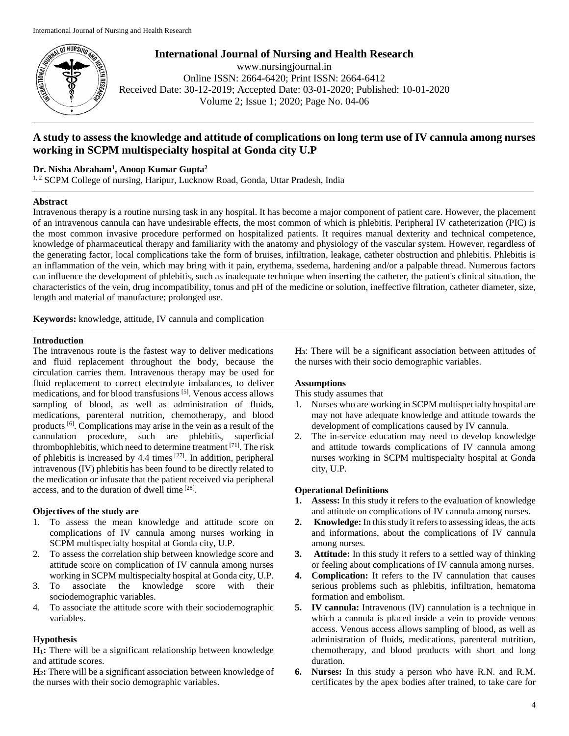# A study to assess the knowledge and attitude of complications on long term use of IV cannula among nurses working in SCPM multispecialty hospital at Gonda city U.P

**Dr. Nisha Abraham[1], Anoop Kumar Gupta[2]**

[1, 2] SCPM College of nursing, Haripur, Lucknow Road, Gonda, Uttar Pradesh, India

## Abstract

Intravenous therapy is a routine nursing task in any hospital. It has become a major component of patient care. However, the placement of an intravenous cannula can have undesirable effects, the most common of which is phlebitis. Peripheral IV catheterization (PIC) is the most common invasive procedure performed on hospitalized patients. It requires manual dexterity and technical competence, knowledge of pharmaceutical therapy and familiarity with the anatomy and physiology of the vascular system. However, regardless of the generating factor, local complications take the form of bruises, infiltration, leakage, catheter obstruction and phlebitis. Phlebitis is an inflammation of the vein, which may bring with it pain, erythema, ssedema, hardening and/or a palpable thread. Numerous factors can influence the development of phlebitis, such as inadequate technique when inserting the catheter, the patient's clinical situation, the characteristics of the vein, drug incompatibility, tonus and pH of the medicine or solution, ineffective filtration, catheter diameter, size, length and material of manufacture; prolonged use.

**Keywords:** knowledge, attitude, IV cannula and complication

## Introduction

The intravenous route is the fastest way to deliver medications and fluid replacement throughout the body, because the circulation carries them. Intravenous therapy may be used for fluid replacement to correct electrolyte imbalances, to deliver medications, and for blood transfusions [5]. Venous access allows sampling of blood, as well as administration of fluids, medications, parenteral nutrition, chemotherapy, and blood products [6]. Complications may arise in the vein as a result of the cannulation procedure, such are phlebitis, superficial thrombophlebitis, which need to determine treatment [71]. The risk of phlebitis is increased by 4.4 times [27]. In addition, peripheral intravenous (IV) phlebitis has been found to be directly related to the medication or infusate that the patient received via peripheral access, and to the duration of dwell time [28].

### Objectives of the study are

1. To assess the mean knowledge and attitude score on complications of IV cannula among nurses working in SCPM multispecialty hospital at Gonda city, U.P.
2. To assess the correlation ship between knowledge score and attitude score on complication of IV cannula among nurses working in SCPM multispecialty hospital at Gonda city, U.P.
3. To associate the knowledge score with their sociodemographic variables.
4. To associate the attitude score with their sociodemographic variables.

### Hypothesis

**$H_1$:** There will be a significant relationship between knowledge and attitude scores.

**$H_2$:** There will be a significant association between knowledge of the nurses with their socio demographic variables.

**$H_3$**: There will be a significant association between attitudes of the nurses with their socio demographic variables.

### Assumptions

This study assumes that

1. Nurses who are working in SCPM multispecialty hospital are may not have adequate knowledge and attitude towards the development of complications caused by IV cannula.
2. The in-service education may need to develop knowledge and attitude towards complications of IV cannula among nurses working in SCPM multispecialty hospital at Gonda city, U.P.

### Operational Definitions

1. **Assess:** In this study it refers to the evaluation of knowledge and attitude on complications of IV cannula among nurses.
2. **Knowledge:** In this study it refers to assessing ideas, the acts and informations, about the complications of IV cannula among nurses.
3. **Attitude:** In this study it refers to a settled way of thinking or feeling about complications of IV cannula among nurses.
4. **Complication:** It refers to the IV cannulation that causes serious problems such as phlebitis, infiltration, hematoma formation and embolism.
5. **IV cannula:** Intravenous (IV) cannulation is a technique in which a cannula is placed inside a vein to provide venous access. Venous access allows sampling of blood, as well as administration of fluids, medications, parenteral nutrition, chemotherapy, and blood products with short and long duration.
6. **Nurses:** In this study a person who have R.N. and R.M. certificates by the apex bodies after trained, to take care for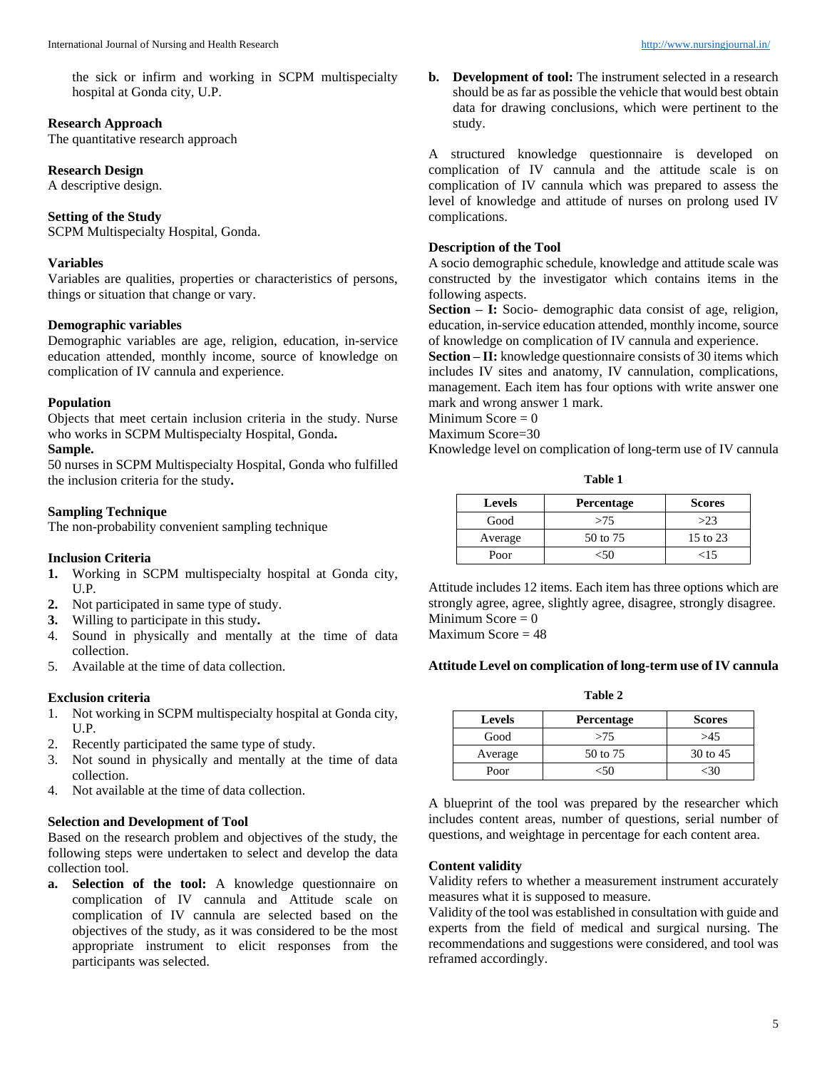the sick or infirm and working in SCPM multispecialty hospital at Gonda city, U.P.

**Research Approach**
The quantitative research approach

**Research Design**
A descriptive design.

**Setting of the Study**
SCPM Multispecialty Hospital, Gonda.

**Variables**
Variables are qualities, properties or characteristics of persons, things or situation that change or vary.

**Demographic variables**
Demographic variables are age, religion, education, in-service education attended, monthly income, source of knowledge on complication of IV cannula and experience.

**Population**
Objects that meet certain inclusion criteria in the study. Nurse who works in SCPM Multispecialty Hospital, Gonda**.**

**Sample.**
50 nurses in SCPM Multispecialty Hospital, Gonda who fulfilled the inclusion criteria for the study**.**

**Sampling Technique**
The non-probability convenient sampling technique

**Inclusion Criteria**

1. Working in SCPM multispecialty hospital at Gonda city, U.P.
2. Not participated in same type of study.
3. Willing to participate in this study**.**
4. Sound in physically and mentally at the time of data collection.
5. Available at the time of data collection.

**Exclusion criteria**

1. Not working in SCPM multispecialty hospital at Gonda city, U.P.
2. Recently participated the same type of study.
3. Not sound in physically and mentally at the time of data collection.
4. Not available at the time of data collection.

**Selection and Development of Tool**
Based on the research problem and objectives of the study, the following steps were undertaken to select and develop the data collection tool.

a. **Selection of the tool:** A knowledge questionnaire on complication of IV cannula and Attitude scale on complication of IV cannula are selected based on the objectives of the study, as it was considered to be the most appropriate instrument to elicit responses from the participants was selected.
b. **Development of tool:** The instrument selected in a research should be as far as possible the vehicle that would best obtain data for drawing conclusions, which were pertinent to the study.

A structured knowledge questionnaire is developed on complication of IV cannula and the attitude scale is on complication of IV cannula which was prepared to assess the level of knowledge and attitude of nurses on prolong used IV complications.

**Description of the Tool**
A socio demographic schedule, knowledge and attitude scale was constructed by the investigator which contains items in the following aspects.
**Section – I:** Socio- demographic data consist of age, religion, education, in-service education attended, monthly income, source of knowledge on complication of IV cannula and experience.
**Section – II:** knowledge questionnaire consists of 30 items which includes IV sites and anatomy, IV cannulation, complications, management. Each item has four options with write answer one mark and wrong answer 1 mark.
Minimum Score = 0
Maximum Score=30
Knowledge level on complication of long-term use of IV cannula

**Table 1**

| Levels | Percentage | Scores |
|---|---|---|
| Good | >75 | >23 |
| Average | 50 to 75 | 15 to 23 |
| Poor | <50 | <15 |

Attitude includes 12 items. Each item has three options which are strongly agree, slightly agree, disagree, strongly disagree.
Minimum Score = 0
Maximum Score = 48

**Attitude Level on complication of long-term use of IV cannula**

**Table 2**

| Levels | Percentage | Scores |
|---|---|---|
| Good | >75 | >45 |
| Average | 50 to 75 | 30 to 45 |
| Poor | <50 | <30 |

A blueprint of the tool was prepared by the researcher which includes content areas, number of questions, serial number of questions, and weightage in percentage for each content area.

**Content validity**
Validity refers to whether a measurement instrument accurately measures what it is supposed to measure.
Validity of the tool was established in consultation with guide and experts from the field of medical and surgical nursing. The recommendations and suggestions were considered, and tool was reframed accordingly.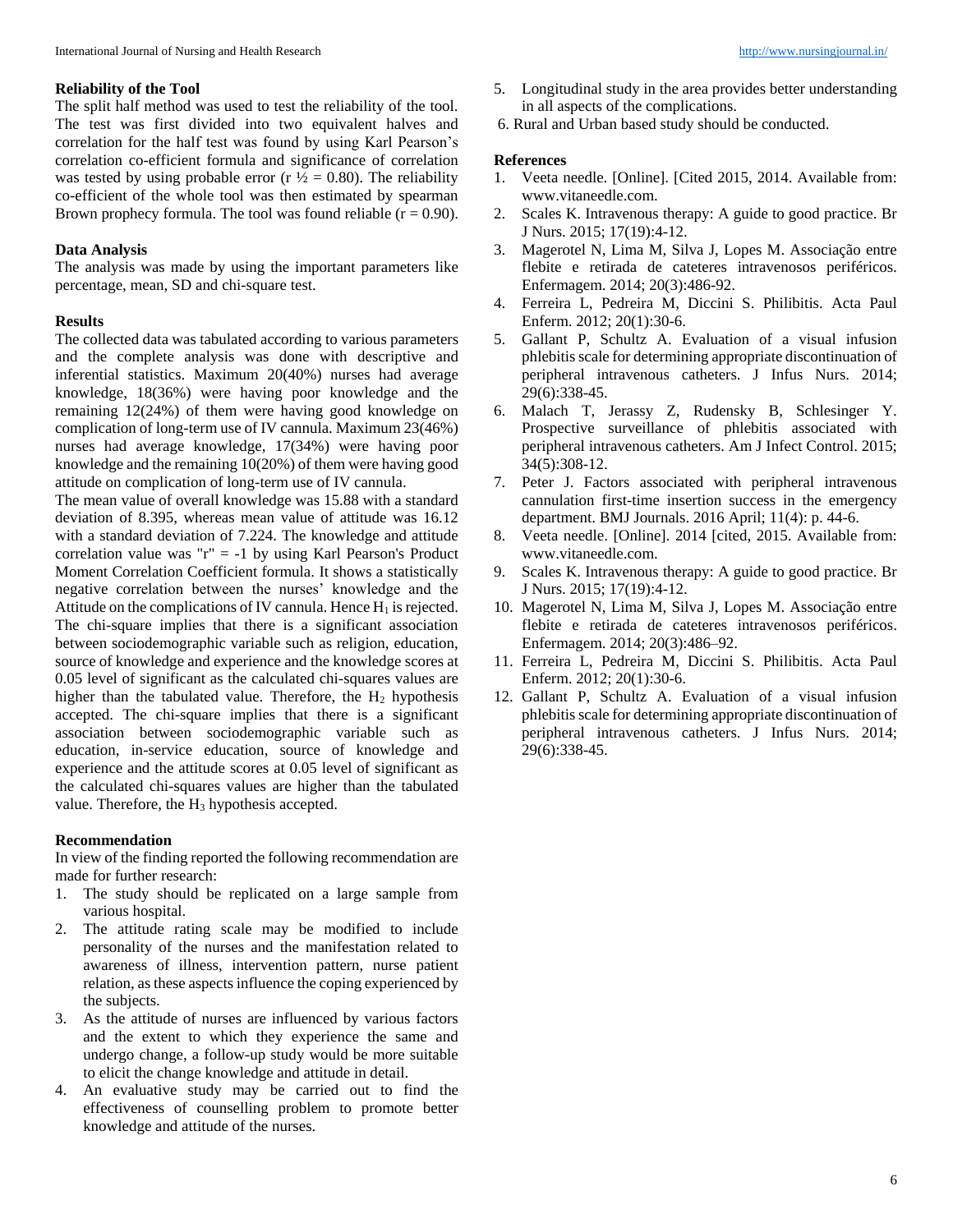## Reliability of the Tool

The split half method was used to test the reliability of the tool. The test was first divided into two equivalent halves and correlation for the half test was found by using Karl Pearson's correlation co-efficient formula and significance of correlation was tested by using probable error (r ½ = 0.80). The reliability co-efficient of the whole tool was then estimated by spearman Brown prophecy formula. The tool was found reliable (r = 0.90).

## Data Analysis

The analysis was made by using the important parameters like percentage, mean, SD and chi-square test.

## Results

The collected data was tabulated according to various parameters and the complete analysis was done with descriptive and inferential statistics. Maximum 20(40%) nurses had average knowledge, 18(36%) were having poor knowledge and the remaining 12(24%) of them were having good knowledge on complication of long-term use of IV cannula. Maximum 23(46%) nurses had average knowledge, 17(34%) were having poor knowledge and the remaining 10(20%) of them were having good attitude on complication of long-term use of IV cannula.

The mean value of overall knowledge was 15.88 with a standard deviation of 8.395, whereas mean value of attitude was 16.12 with a standard deviation of 7.224. The knowledge and attitude correlation value was "r" = -1 by using Karl Pearson's Product Moment Correlation Coefficient formula. It shows a statistically negative correlation between the nurses' knowledge and the Attitude on the complications of IV cannula. Hence $H_1$ is rejected. The chi-square implies that there is a significant association between sociodemographic variable such as religion, education, source of knowledge and experience and the knowledge scores at 0.05 level of significant as the calculated chi-squares values are higher than the tabulated value. Therefore, the $H_2$ hypothesis accepted. The chi-square implies that there is a significant association between sociodemographic variable such as education, in-service education, source of knowledge and experience and the attitude scores at 0.05 level of significant as the calculated chi-squares values are higher than the tabulated value. Therefore, the $H_3$ hypothesis accepted.

## Recommendation

In view of the finding reported the following recommendation are made for further research:

1. The study should be replicated on a large sample from various hospital.
2. The attitude rating scale may be modified to include personality of the nurses and the manifestation related to awareness of illness, intervention pattern, nurse patient relation, as these aspects influence the coping experienced by the subjects.
3. As the attitude of nurses are influenced by various factors and the extent to which they experience the same and undergo change, a follow-up study would be more suitable to elicit the change knowledge and attitude in detail.
4. An evaluative study may be carried out to find the effectiveness of counselling problem to promote better knowledge and attitude of the nurses.
5. Longitudinal study in the area provides better understanding in all aspects of the complications.
6. Rural and Urban based study should be conducted.

## References

1. Veeta needle. [Online]. [Cited 2015, 2014. Available from: www.vitaneedle.com.
2. Scales K. Intravenous therapy: A guide to good practice. Br J Nurs. 2015; 17(19):4-12.
3. Magerotel N, Lima M, Silva J, Lopes M. Associação entre flebite e retirada de cateteres intravenosos periféricos. Enfermagem. 2014; 20(3):486-92.
4. Ferreira L, Pedreira M, Diccini S. Philibitis. Acta Paul Enferm. 2012; 20(1):30-6.
5. Gallant P, Schultz A. Evaluation of a visual infusion phlebitis scale for determining appropriate discontinuation of peripheral intravenous catheters. J Infus Nurs. 2014; 29(6):338-45.
6. Malach T, Jerassy Z, Rudensky B, Schlesinger Y. Prospective surveillance of phlebitis associated with peripheral intravenous catheters. Am J Infect Control. 2015; 34(5):308-12.
7. Peter J. Factors associated with peripheral intravenous cannulation first-time insertion success in the emergency department. BMJ Journals. 2016 April; 11(4): p. 44-6.
8. Veeta needle. [Online]. 2014 [cited, 2015. Available from: www.vitaneedle.com.
9. Scales K. Intravenous therapy: A guide to good practice. Br J Nurs. 2015; 17(19):4-12.
10. Magerotel N, Lima M, Silva J, Lopes M. Associação entre flebite e retirada de cateteres intravenosos periféricos. Enfermagem. 2014; 20(3):486–92.
11. Ferreira L, Pedreira M, Diccini S. Philibitis. Acta Paul Enferm. 2012; 20(1):30-6.
12. Gallant P, Schultz A. Evaluation of a visual infusion phlebitis scale for determining appropriate discontinuation of peripheral intravenous catheters. J Infus Nurs. 2014; 29(6):338-45.